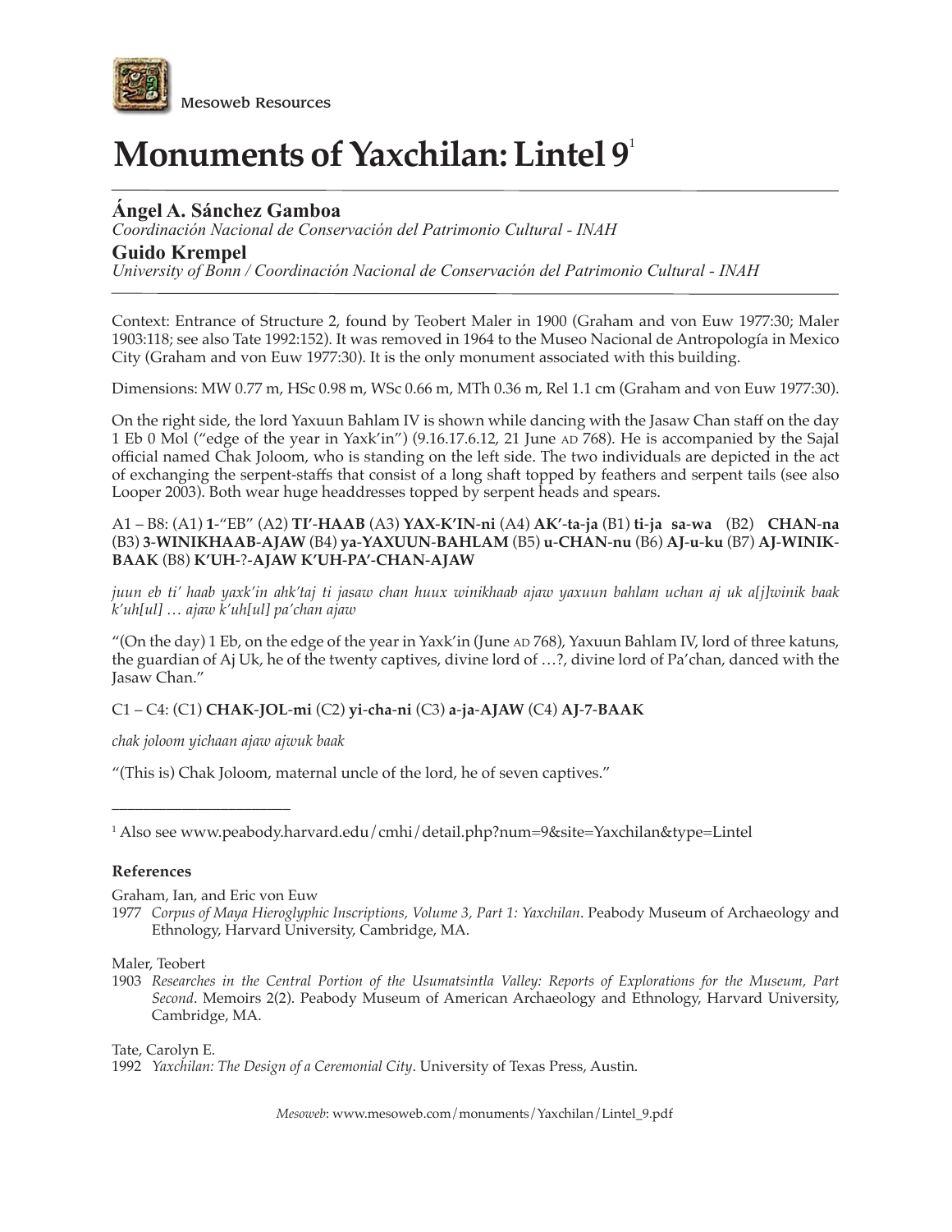Mesoweb Resources

# Monuments of Yaxchilan: Lintel 9[1]

**Ángel A. Sánchez Gamboa**
*Coordinación Nacional de Conservación del Patrimonio Cultural - INAH*

**Guido Krempel**
*University of Bonn / Coordinación Nacional de Conservación del Patrimonio Cultural - INAH*

Context: Entrance of Structure 2, found by Teobert Maler in 1900 (Graham and von Euw 1977:30; Maler 1903:118; see also Tate 1992:152). It was removed in 1964 to the Museo Nacional de Antropología in Mexico City (Graham and von Euw 1977:30). It is the only monument associated with this building.

Dimensions: MW 0.77 m, HSc 0.98 m, WSc 0.66 m, MTh 0.36 m, Rel 1.1 cm (Graham and von Euw 1977:30).

On the right side, the lord Yaxuun Bahlam IV is shown while dancing with the Jasaw Chan staff on the day 1 Eb 0 Mol ("edge of the year in Yaxk'in") (9.16.17.6.12, 21 June AD 768). He is accompanied by the Sajal official named Chak Joloom, who is standing on the left side. The two individuals are depicted in the act of exchanging the serpent-staffs that consist of a long shaft topped by feathers and serpent tails (see also Looper 2003). Both wear huge headdresses topped by serpent heads and spears.

A1 – B8: (A1) **1**-"EB" (A2) **TI'-HAAB** (A3) **YAX-K'IN-ni** (A4) **AK'-ta-ja** (B1) **ti-ja sa-wa** (B2) **CHAN-na** (B3) **3-WINIKHAAB-AJAW** (B4) **ya-YAXUUN-BAHLAM** (B5) **u-CHAN-nu** (B6) **AJ-u-ku** (B7) **AJ-WINIK-BAAK** (B8) **K'UH-?-AJAW K'UH-PA'-CHAN-AJAW**

*juun eb ti' haab yaxk'in ahk'taj ti jasaw chan huux winikhaab ajaw yaxuun bahlam uchan aj uk a[j]winik baak k'uh[ul] … ajaw k'uh[ul] pa'chan ajaw*

"(On the day) 1 Eb, on the edge of the year in Yaxk'in (June AD 768), Yaxuun Bahlam IV, lord of three katuns, the guardian of Aj Uk, he of the twenty captives, divine lord of …?, divine lord of Pa'chan, danced with the Jasaw Chan."

C1 – C4: (C1) **CHAK-JOL-mi** (C2) **yi-cha-ni** (C3) **a-ja-AJAW** (C4) **AJ-7-BAAK**

*chak joloom yichaan ajaw ajwuk baak*

"(This is) Chak Joloom, maternal uncle of the lord, he of seven captives."

---

[1] Also see www.peabody.harvard.edu/cmhi/detail.php?num=9&site=Yaxchilan&type=Lintel

**References**

Graham, Ian, and Eric von Euw

1977 *Corpus of Maya Hieroglyphic Inscriptions, Volume 3, Part 1: Yaxchilan*. Peabody Museum of Archaeology and Ethnology, Harvard University, Cambridge, MA.

Maler, Teobert

1903 *Researches in the Central Portion of the Usumatsintla Valley: Reports of Explorations for the Museum, Part Second*. Memoirs 2(2). Peabody Museum of American Archaeology and Ethnology, Harvard University, Cambridge, MA.

Tate, Carolyn E.

1992 *Yaxchilan: The Design of a Ceremonial City*. University of Texas Press, Austin.

*Mesoweb*: www.mesoweb.com/monuments/Yaxchilan/Lintel_9.pdf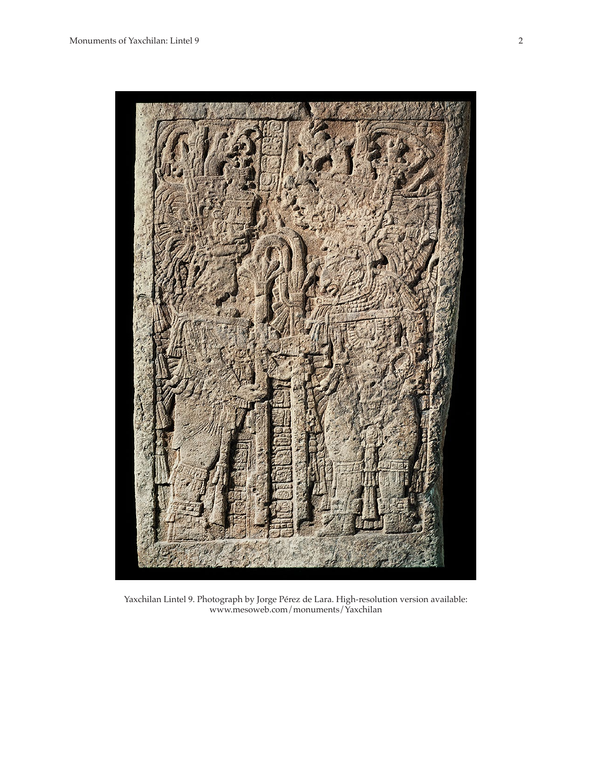Yaxchilan Lintel 9. Photograph by Jorge Pérez de Lara. High-resolution version available: www.mesoweb.com/monuments/Yaxchilan